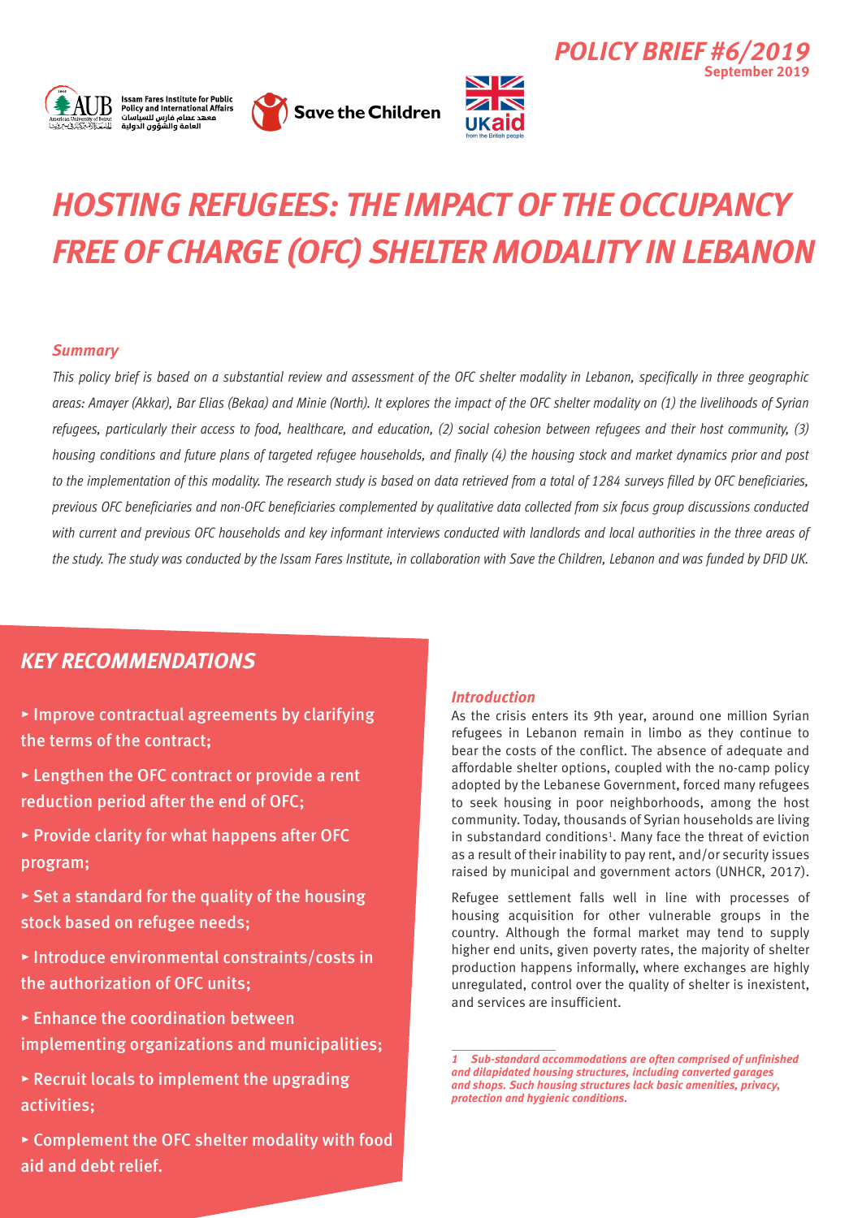**POLICY BRIEF #6/2019**
**September 2019**

# *HOSTING REFUGEES: THE IMPACT OF THE OCCUPANCY FREE OF CHARGE (OFC) SHELTER MODALITY IN LEBANON*

### *Summary*

*This policy brief is based on a substantial review and assessment of the OFC shelter modality in Lebanon, specifically in three geographic areas: Amayer (Akkar), Bar Elias (Bekaa) and Minie (North). It explores the impact of the OFC shelter modality on (1) the livelihoods of Syrian refugees, particularly their access to food, healthcare, and education, (2) social cohesion between refugees and their host community, (3) housing conditions and future plans of targeted refugee households, and finally (4) the housing stock and market dynamics prior and post to the implementation of this modality. The research study is based on data retrieved from a total of 1284 surveys filled by OFC beneficiaries, previous OFC beneficiaries and non-OFC beneficiaries complemented by qualitative data collected from six focus group discussions conducted with current and previous OFC households and key informant interviews conducted with landlords and local authorities in the three areas of the study. The study was conducted by the Issam Fares Institute, in collaboration with Save the Children, Lebanon and was funded by DFID UK.*

## *KEY RECOMMENDATIONS*

- Improve contractual agreements by clarifying the terms of the contract;
- Lengthen the OFC contract or provide a rent reduction period after the end of OFC;
- Provide clarity for what happens after OFC program;
- Set a standard for the quality of the housing stock based on refugee needs;
- Introduce environmental constraints/costs in the authorization of OFC units;
- Enhance the coordination between implementing organizations and municipalities;
- Recruit locals to implement the upgrading activities;
- Complement the OFC shelter modality with food aid and debt relief.

### *Introduction*

As the crisis enters its 9th year, around one million Syrian refugees in Lebanon remain in limbo as they continue to bear the costs of the conflict. The absence of adequate and affordable shelter options, coupled with the no-camp policy adopted by the Lebanese Government, forced many refugees to seek housing in poor neighborhoods, among the host community. Today, thousands of Syrian households are living in substandard conditions[1]. Many face the threat of eviction as a result of their inability to pay rent, and/or security issues raised by municipal and government actors (UNHCR, 2017).

Refugee settlement falls well in line with processes of housing acquisition for other vulnerable groups in the country. Although the formal market may tend to supply higher end units, given poverty rates, the majority of shelter production happens informally, where exchanges are highly unregulated, control over the quality of shelter is inexistent, and services are insufficient.

---

*1 Sub-standard accommodations are often comprised of unfinished and dilapidated housing structures, including converted garages and shops. Such housing structures lack basic amenities, privacy, protection and hygienic conditions.*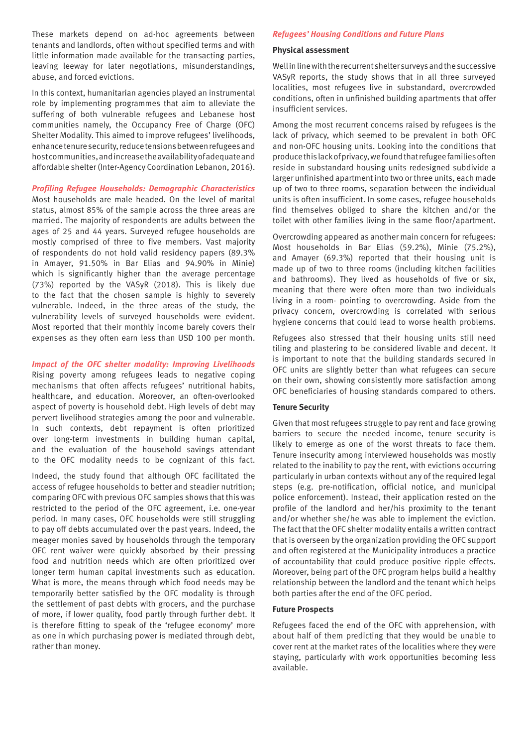These markets depend on ad-hoc agreements between tenants and landlords, often without specified terms and with little information made available for the transacting parties, leaving leeway for later negotiations, misunderstandings, abuse, and forced evictions.

In this context, humanitarian agencies played an instrumental role by implementing programmes that aim to alleviate the suffering of both vulnerable refugees and Lebanese host communities namely, the Occupancy Free of Charge (OFC) Shelter Modality. This aimed to improve refugees' livelihoods, enhance tenure security, reduce tensions between refugees and host communities, and increase the availability of adequate and affordable shelter (Inter-Agency Coordination Lebanon, 2016).

### *Profiling Refugee Households: Demographic Characteristics*

Most households are male headed. On the level of marital status, almost 85% of the sample across the three areas are married. The majority of respondents are adults between the ages of 25 and 44 years. Surveyed refugee households are mostly comprised of three to five members. Vast majority of respondents do not hold valid residency papers (89.3% in Amayer, 91.50% in Bar Elias and 94.90% in Minie) which is significantly higher than the average percentage (73%) reported by the VASyR (2018). This is likely due to the fact that the chosen sample is highly to severely vulnerable. Indeed, in the three areas of the study, the vulnerability levels of surveyed households were evident. Most reported that their monthly income barely covers their expenses as they often earn less than USD 100 per month.

### *Impact of the OFC shelter modality: Improving Livelihoods*

Rising poverty among refugees leads to negative coping mechanisms that often affects refugees' nutritional habits, healthcare, and education. Moreover, an often-overlooked aspect of poverty is household debt. High levels of debt may pervert livelihood strategies among the poor and vulnerable. In such contexts, debt repayment is often prioritized over long-term investments in building human capital, and the evaluation of the household savings attendant to the OFC modality needs to be cognizant of this fact.

Indeed, the study found that although OFC facilitated the access of refugee households to better and steadier nutrition; comparing OFC with previous OFC samples shows that this was restricted to the period of the OFC agreement, i.e. one-year period. In many cases, OFC households were still struggling to pay off debts accumulated over the past years. Indeed, the meager monies saved by households through the temporary OFC rent waiver were quickly absorbed by their pressing food and nutrition needs which are often prioritized over longer term human capital investments such as education. What is more, the means through which food needs may be temporarily better satisfied by the OFC modality is through the settlement of past debts with grocers, and the purchase of more, if lower quality, food partly through further debt. It is therefore fitting to speak of the 'refugee economy' more as one in which purchasing power is mediated through debt, rather than money.

### *Refugees' Housing Conditions and Future Plans*

#### Physical assessment

Well in line with the recurrent shelter surveys and the successive VASyR reports, the study shows that in all three surveyed localities, most refugees live in substandard, overcrowded conditions, often in unfinished building apartments that offer insufficient services.

Among the most recurrent concerns raised by refugees is the lack of privacy, which seemed to be prevalent in both OFC and non-OFC housing units. Looking into the conditions that produce this lack of privacy, we found that refugee families often reside in substandard housing units redesigned subdivide a larger unfinished apartment into two or three units, each made up of two to three rooms, separation between the individual units is often insufficient. In some cases, refugee households find themselves obliged to share the kitchen and/or the toilet with other families living in the same floor/apartment.

Overcrowding appeared as another main concern for refugees: Most households in Bar Elias (59.2%), Minie (75.2%), and Amayer (69.3%) reported that their housing unit is made up of two to three rooms (including kitchen facilities and bathrooms). They lived as households of five or six, meaning that there were often more than two individuals living in a room- pointing to overcrowding. Aside from the privacy concern, overcrowding is correlated with serious hygiene concerns that could lead to worse health problems.

Refugees also stressed that their housing units still need tiling and plastering to be considered livable and decent. It is important to note that the building standards secured in OFC units are slightly better than what refugees can secure on their own, showing consistently more satisfaction among OFC beneficiaries of housing standards compared to others.

#### Tenure Security

Given that most refugees struggle to pay rent and face growing barriers to secure the needed income, tenure security is likely to emerge as one of the worst threats to face them. Tenure insecurity among interviewed households was mostly related to the inability to pay the rent, with evictions occurring particularly in urban contexts without any of the required legal steps (e.g. pre-notification, official notice, and municipal police enforcement). Instead, their application rested on the profile of the landlord and her/his proximity to the tenant and/or whether she/he was able to implement the eviction. The fact that the OFC shelter modality entails a written contract that is overseen by the organization providing the OFC support and often registered at the Municipality introduces a practice of accountability that could produce positive ripple effects. Moreover, being part of the OFC program helps build a healthy relationship between the landlord and the tenant which helps both parties after the end of the OFC period.

#### Future Prospects

Refugees faced the end of the OFC with apprehension, with about half of them predicting that they would be unable to cover rent at the market rates of the localities where they were staying, particularly with work opportunities becoming less available.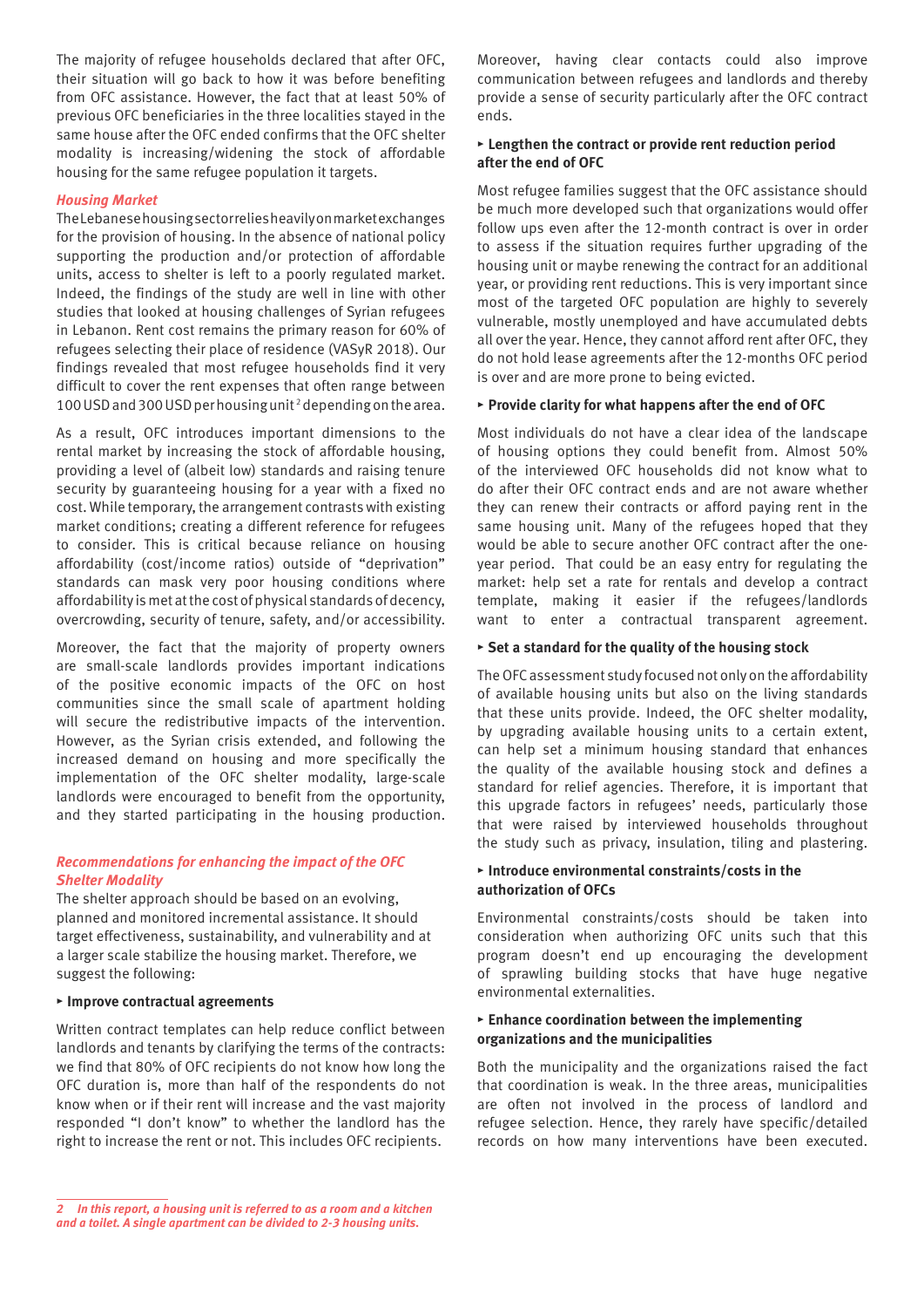The majority of refugee households declared that after OFC, their situation will go back to how it was before benefiting from OFC assistance. However, the fact that at least 50% of previous OFC beneficiaries in the three localities stayed in the same house after the OFC ended confirms that the OFC shelter modality is increasing/widening the stock of affordable housing for the same refugee population it targets.

### *Housing Market*

The Lebanese housing sector relies heavily on market exchanges for the provision of housing. In the absence of national policy supporting the production and/or protection of affordable units, access to shelter is left to a poorly regulated market. Indeed, the findings of the study are well in line with other studies that looked at housing challenges of Syrian refugees in Lebanon. Rent cost remains the primary reason for 60% of refugees selecting their place of residence (VASyR 2018). Our findings revealed that most refugee households find it very difficult to cover the rent expenses that often range between 100 USD and 300 USD per housing unit[2] depending on the area.

As a result, OFC introduces important dimensions to the rental market by increasing the stock of affordable housing, providing a level of (albeit low) standards and raising tenure security by guaranteeing housing for a year with a fixed no cost. While temporary, the arrangement contrasts with existing market conditions; creating a different reference for refugees to consider. This is critical because reliance on housing affordability (cost/income ratios) outside of "deprivation" standards can mask very poor housing conditions where affordability is met at the cost of physical standards of decency, overcrowding, security of tenure, safety, and/or accessibility.

Moreover, the fact that the majority of property owners are small-scale landlords provides important indications of the positive economic impacts of the OFC on host communities since the small scale of apartment holding will secure the redistributive impacts of the intervention. However, as the Syrian crisis extended, and following the increased demand on housing and more specifically the implementation of the OFC shelter modality, large-scale landlords were encouraged to benefit from the opportunity, and they started participating in the housing production.

### *Recommendations for enhancing the impact of the OFC Shelter Modality*

The shelter approach should be based on an evolving, planned and monitored incremental assistance. It should target effectiveness, sustainability, and vulnerability and at a larger scale stabilize the housing market. Therefore, we suggest the following:

**‣ Improve contractual agreements**

Written contract templates can help reduce conflict between landlords and tenants by clarifying the terms of the contracts: we find that 80% of OFC recipients do not know how long the OFC duration is, more than half of the respondents do not know when or if their rent will increase and the vast majority responded "I don't know" to whether the landlord has the right to increase the rent or not. This includes OFC recipients.

Moreover, having clear contacts could also improve communication between refugees and landlords and thereby provide a sense of security particularly after the OFC contract ends.

**‣ Lengthen the contract or provide rent reduction period after the end of OFC**

Most refugee families suggest that the OFC assistance should be much more developed such that organizations would offer follow ups even after the 12-month contract is over in order to assess if the situation requires further upgrading of the housing unit or maybe renewing the contract for an additional year, or providing rent reductions. This is very important since most of the targeted OFC population are highly to severely vulnerable, mostly unemployed and have accumulated debts all over the year. Hence, they cannot afford rent after OFC, they do not hold lease agreements after the 12-months OFC period is over and are more prone to being evicted.

**‣ Provide clarity for what happens after the end of OFC**

Most individuals do not have a clear idea of the landscape of housing options they could benefit from. Almost 50% of the interviewed OFC households did not know what to do after their OFC contract ends and are not aware whether they can renew their contracts or afford paying rent in the same housing unit. Many of the refugees hoped that they would be able to secure another OFC contract after the one-year period. That could be an easy entry for regulating the market: help set a rate for rentals and develop a contract template, making it easier if the refugees/landlords want to enter a contractual transparent agreement.

**‣ Set a standard for the quality of the housing stock**

The OFC assessment study focused not only on the affordability of available housing units but also on the living standards that these units provide. Indeed, the OFC shelter modality, by upgrading available housing units to a certain extent, can help set a minimum housing standard that enhances the quality of the available housing stock and defines a standard for relief agencies. Therefore, it is important that this upgrade factors in refugees' needs, particularly those that were raised by interviewed households throughout the study such as privacy, insulation, tiling and plastering.

**‣ Introduce environmental constraints/costs in the authorization of OFCs**

Environmental constraints/costs should be taken into consideration when authorizing OFC units such that this program doesn't end up encouraging the development of sprawling building stocks that have huge negative environmental externalities.

**‣ Enhance coordination between the implementing organizations and the municipalities**

Both the municipality and the organizations raised the fact that coordination is weak. In the three areas, municipalities are often not involved in the process of landlord and refugee selection. Hence, they rarely have specific/detailed records on how many interventions have been executed.

---

*2 In this report, a housing unit is referred to as a room and a kitchen and a toilet. A single apartment can be divided to 2-3 housing units.*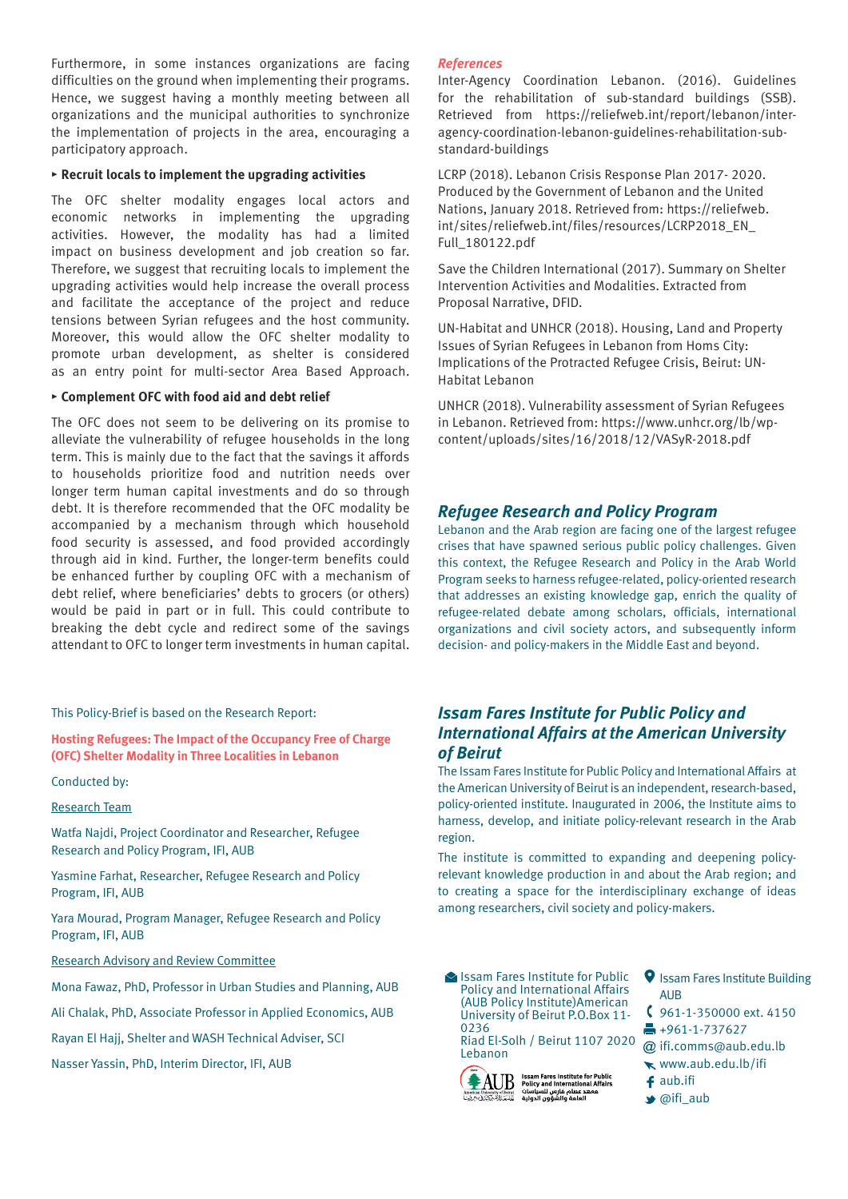Furthermore, in some instances organizations are facing difficulties on the ground when implementing their programs. Hence, we suggest having a monthly meeting between all organizations and the municipal authorities to synchronize the implementation of projects in the area, encouraging a participatory approach.

- **Recruit locals to implement the upgrading activities**

The OFC shelter modality engages local actors and economic networks in implementing the upgrading activities. However, the modality has had a limited impact on business development and job creation so far. Therefore, we suggest that recruiting locals to implement the upgrading activities would help increase the overall process and facilitate the acceptance of the project and reduce tensions between Syrian refugees and the host community. Moreover, this would allow the OFC shelter modality to promote urban development, as shelter is considered as an entry point for multi-sector Area Based Approach.

- **Complement OFC with food aid and debt relief**

The OFC does not seem to be delivering on its promise to alleviate the vulnerability of refugee households in the long term. This is mainly due to the fact that the savings it affords to households prioritize food and nutrition needs over longer term human capital investments and do so through debt. It is therefore recommended that the OFC modality be accompanied by a mechanism through which household food security is assessed, and food provided accordingly through aid in kind. Further, the longer-term benefits could be enhanced further by coupling OFC with a mechanism of debt relief, where beneficiaries' debts to grocers (or others) would be paid in part or in full. This could contribute to breaking the debt cycle and redirect some of the savings attendant to OFC to longer term investments in human capital.

This Policy-Brief is based on the Research Report:

**Hosting Refugees: The Impact of the Occupancy Free of Charge (OFC) Shelter Modality in Three Localities in Lebanon**

Conducted by:

Research Team

Watfa Najdi, Project Coordinator and Researcher, Refugee Research and Policy Program, IFI, AUB

Yasmine Farhat, Researcher, Refugee Research and Policy Program, IFI, AUB

Yara Mourad, Program Manager, Refugee Research and Policy Program, IFI, AUB

Research Advisory and Review Committee

Mona Fawaz, PhD, Professor in Urban Studies and Planning, AUB

Ali Chalak, PhD, Associate Professor in Applied Economics, AUB

Rayan El Hajj, Shelter and WASH Technical Adviser, SCI

Nasser Yassin, PhD, Interim Director, IFI, AUB

### *References*

Inter-Agency Coordination Lebanon. (2016). Guidelines for the rehabilitation of sub-standard buildings (SSB). Retrieved from https://reliefweb.int/report/lebanon/inter-agency-coordination-lebanon-guidelines-rehabilitation-sub-standard-buildings

LCRP (2018). Lebanon Crisis Response Plan 2017- 2020. Produced by the Government of Lebanon and the United Nations, January 2018. Retrieved from: https://reliefweb.int/sites/reliefweb.int/files/resources/LCRP2018_EN_Full_180122.pdf

Save the Children International (2017). Summary on Shelter Intervention Activities and Modalities. Extracted from Proposal Narrative, DFID.

UN-Habitat and UNHCR (2018). Housing, Land and Property Issues of Syrian Refugees in Lebanon from Homs City: Implications of the Protracted Refugee Crisis, Beirut: UN-Habitat Lebanon

UNHCR (2018). Vulnerability assessment of Syrian Refugees in Lebanon. Retrieved from: https://www.unhcr.org/lb/wp-content/uploads/sites/16/2018/12/VASyR-2018.pdf

## *Refugee Research and Policy Program*

Lebanon and the Arab region are facing one of the largest refugee crises that have spawned serious public policy challenges. Given this context, the Refugee Research and Policy in the Arab World Program seeks to harness refugee-related, policy-oriented research that addresses an existing knowledge gap, enrich the quality of refugee-related debate among scholars, officials, international organizations and civil society actors, and subsequently inform decision- and policy-makers in the Middle East and beyond.

## *Issam Fares Institute for Public Policy and International Affairs at the American University of Beirut*

The Issam Fares Institute for Public Policy and International Affairs at the American University of Beirut is an independent, research-based, policy-oriented institute. Inaugurated in 2006, the Institute aims to harness, develop, and initiate policy-relevant research in the Arab region.

The institute is committed to expanding and deepening policy-relevant knowledge production in and about the Arab region; and to creating a space for the interdisciplinary exchange of ideas among researchers, civil society and policy-makers.

Issam Fares Institute for Public Policy and International Affairs (AUB Policy Institute)American University of Beirut P.O.Box 11-0236
Riad El-Solh / Beirut 1107 2020 Lebanon

Issam Fares Institute Building AUB
961-1-350000 ext. 4150
+961-1-737627
ifi.comms@aub.edu.lb
www.aub.edu.lb/ifi
aub.ifi
@ifi_aub